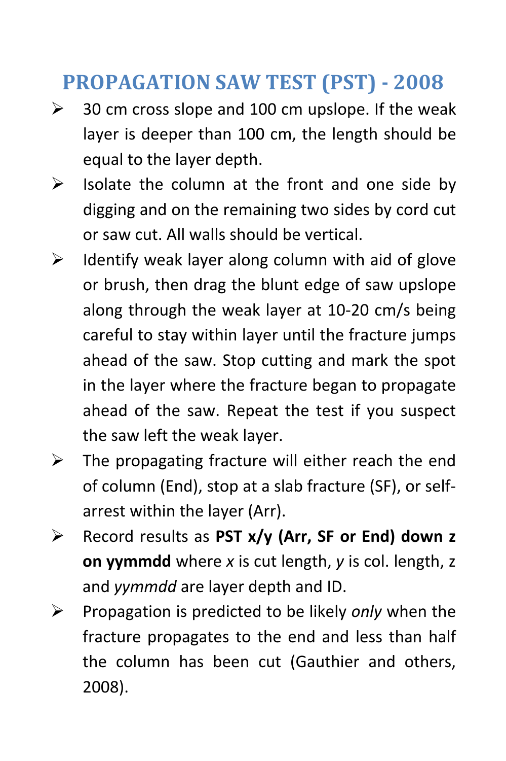# PROPAGATION SAW TEST (PST) - 2008

- 30 cm cross slope and 100 cm upslope. If the weak layer is deeper than 100 cm, the length should be equal to the layer depth.
- Isolate the column at the front and one side by digging and on the remaining two sides by cord cut or saw cut. All walls should be vertical.
- Identify weak layer along column with aid of glove or brush, then drag the blunt edge of saw upslope along through the weak layer at 10-20 cm/s being careful to stay within layer until the fracture jumps ahead of the saw. Stop cutting and mark the spot in the layer where the fracture began to propagate ahead of the saw. Repeat the test if you suspect the saw left the weak layer.
- The propagating fracture will either reach the end of column (End), stop at a slab fracture (SF), or self-arrest within the layer (Arr).
- Record results as **PST x/y (Arr, SF or End) down z on yymmdd** where *x* is cut length, *y* is col. length, z and *yymmdd* are layer depth and ID.
- Propagation is predicted to be likely *only* when the fracture propagates to the end and less than half the column has been cut (Gauthier and others, 2008).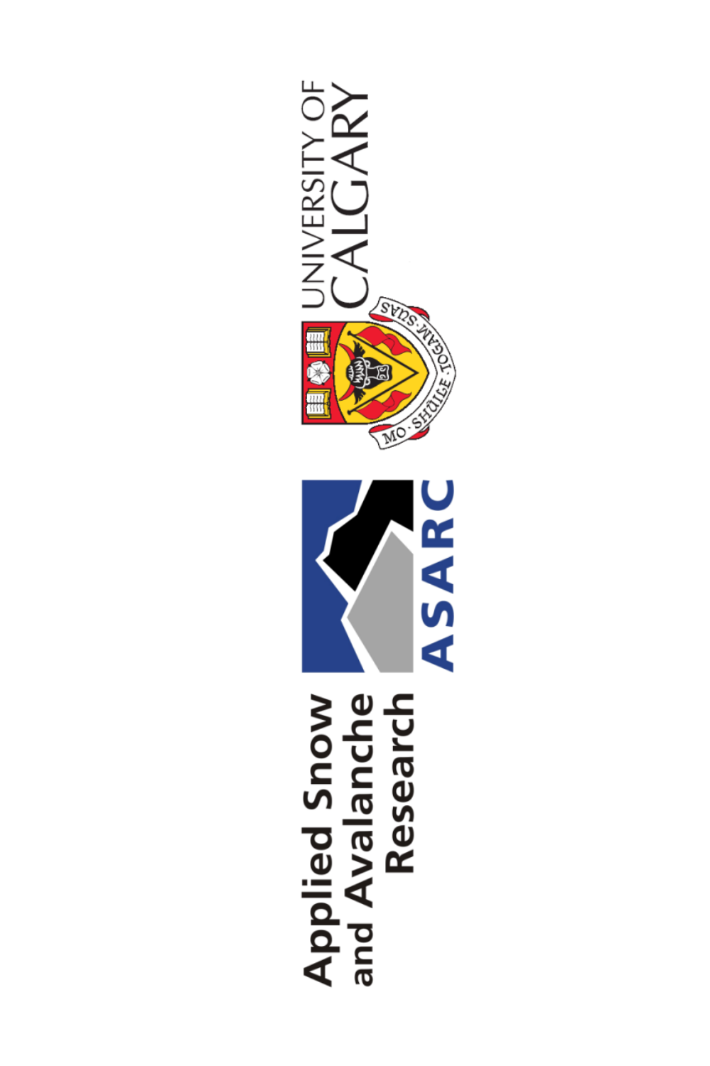Applied Snow and Avalanche Research

ASARC

UNIVERSITY OF CALGARY

MO SHÙILE TOGAM SUAS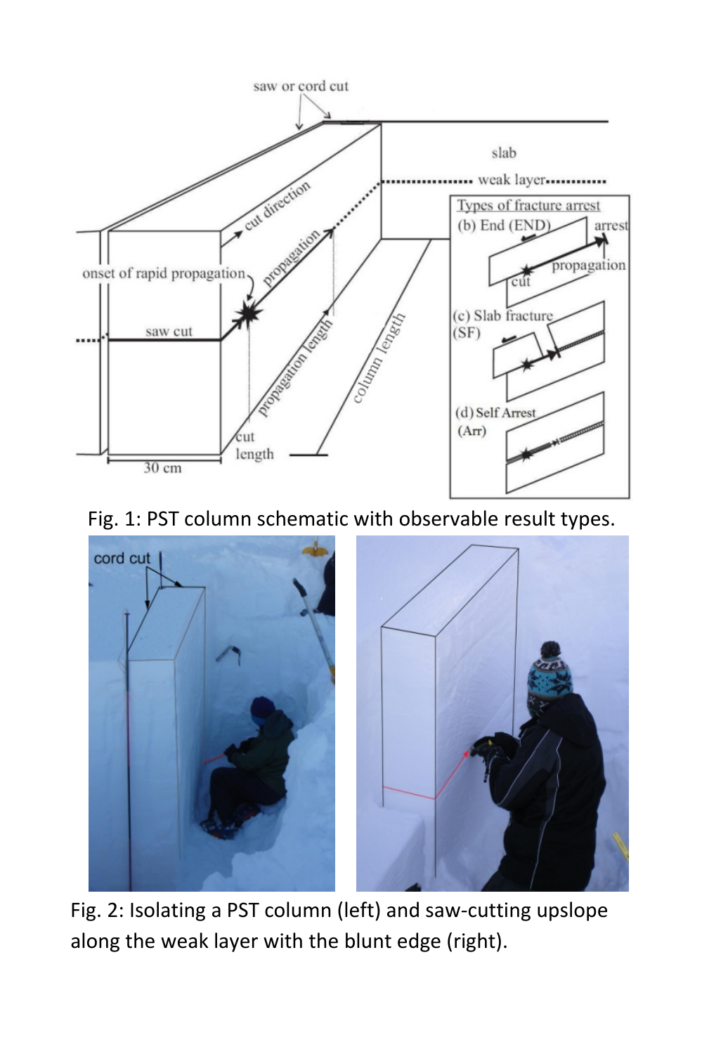Fig. 1: PST column schematic with observable result types.

Fig. 2: Isolating a PST column (left) and saw-cutting upslope along the weak layer with the blunt edge (right).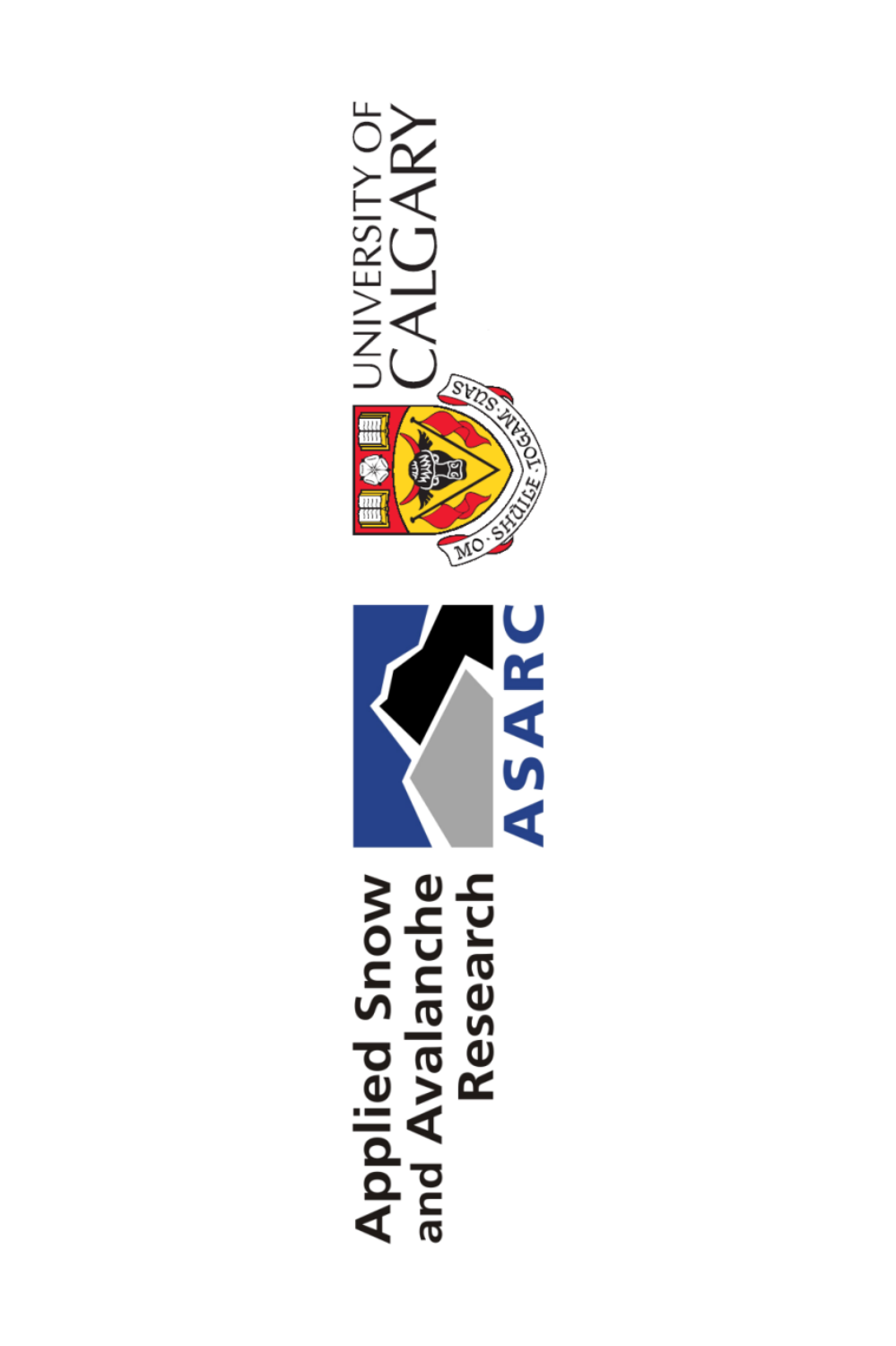Applied Snow and Avalanche Research

ASARC

UNIVERSITY OF CALGARY

MO·SHÙILE·TOGAM·SUAS